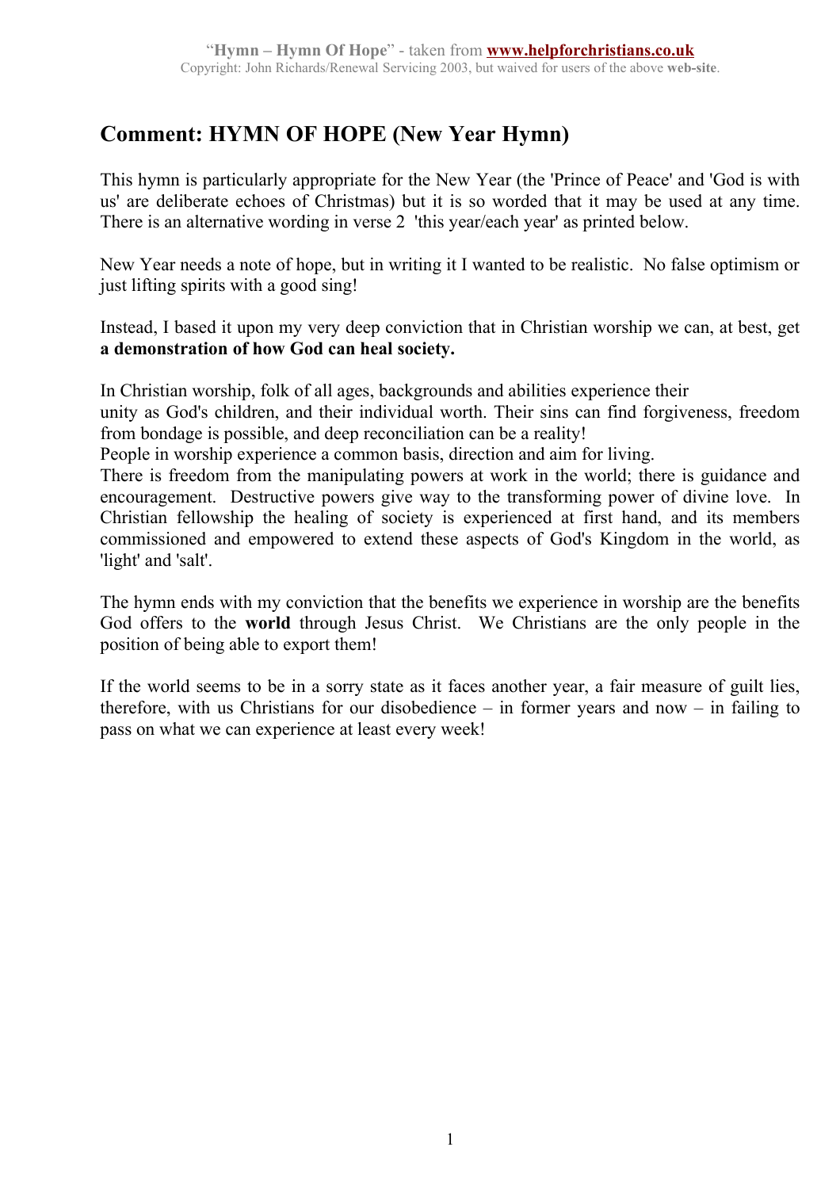## Comment: HYMN OF HOPE (New Year Hymn)

This hymn is particularly appropriate for the New Year (the 'Prince of Peace' and 'God is with us' are deliberate echoes of Christmas) but it is so worded that it may be used at any time. There is an alternative wording in verse 2 'this year/each year' as printed below.

New Year needs a note of hope, but in writing it I wanted to be realistic. No false optimism or just lifting spirits with a good sing!

Instead, I based it upon my very deep conviction that in Christian worship we can, at best, get **a demonstration of how God can heal society.**

In Christian worship, folk of all ages, backgrounds and abilities experience their unity as God's children, and their individual worth. Their sins can find forgiveness, freedom from bondage is possible, and deep reconciliation can be a reality!
People in worship experience a common basis, direction and aim for living.
There is freedom from the manipulating powers at work in the world; there is guidance and encouragement. Destructive powers give way to the transforming power of divine love. In Christian fellowship the healing of society is experienced at first hand, and its members commissioned and empowered to extend these aspects of God's Kingdom in the world, as 'light' and 'salt'.

The hymn ends with my conviction that the benefits we experience in worship are the benefits God offers to the **world** through Jesus Christ. We Christians are the only people in the position of being able to export them!

If the world seems to be in a sorry state as it faces another year, a fair measure of guilt lies, therefore, with us Christians for our disobedience – in former years and now – in failing to pass on what we can experience at least every week!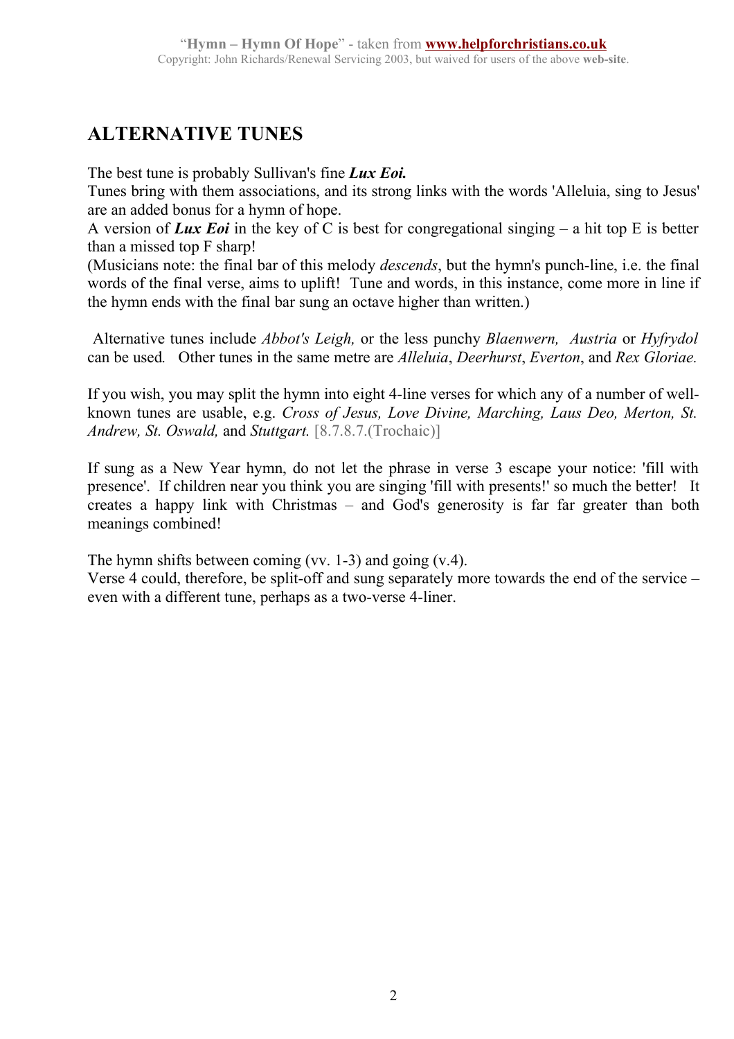## ALTERNATIVE TUNES

The best tune is probably Sullivan's fine ***Lux Eoi.***
Tunes bring with them associations, and its strong links with the words 'Alleluia, sing to Jesus' are an added bonus for a hymn of hope.
A version of ***Lux Eoi*** in the key of C is best for congregational singing – a hit top E is better than a missed top F sharp!
(Musicians note: the final bar of this melody *descends*, but the hymn's punch-line, i.e. the final words of the final verse, aims to uplift! Tune and words, in this instance, come more in line if the hymn ends with the final bar sung an octave higher than written.)

Alternative tunes include *Abbot's Leigh,* or the less punchy *Blaenwern, Austria* or *Hyfrydol* can be used*.* Other tunes in the same metre are *Alleluia*, *Deerhurst*, *Everton*, and *Rex Gloriae.*

If you wish, you may split the hymn into eight 4-line verses for which any of a number of well-known tunes are usable, e.g. *Cross of Jesus, Love Divine, Marching, Laus Deo, Merton, St. Andrew, St. Oswald,* and *Stuttgart.* [8.7.8.7.(Trochaic)]

If sung as a New Year hymn, do not let the phrase in verse 3 escape your notice: 'fill with presence'. If children near you think you are singing 'fill with presents!' so much the better! It creates a happy link with Christmas – and God's generosity is far far greater than both meanings combined!

The hymn shifts between coming (vv. 1-3) and going (v.4).
Verse 4 could, therefore, be split-off and sung separately more towards the end of the service – even with a different tune, perhaps as a two-verse 4-liner.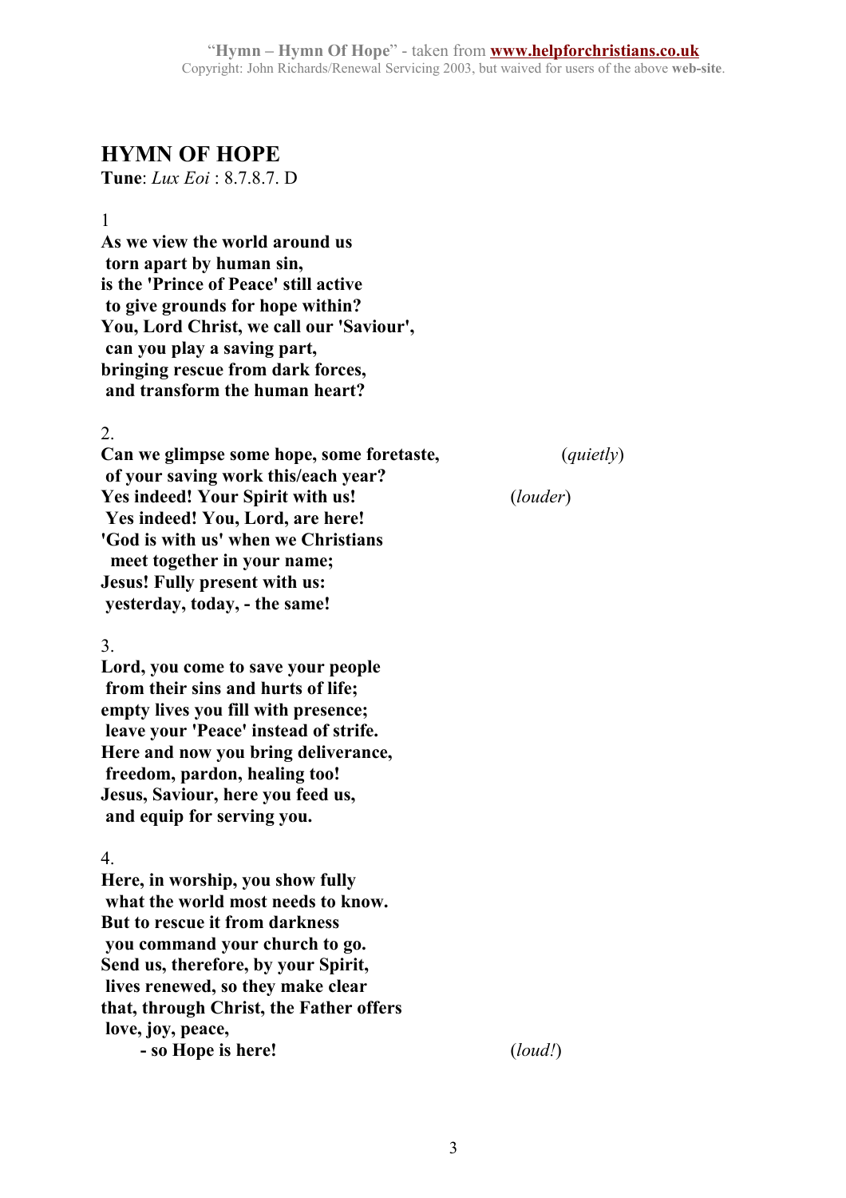## HYMN OF HOPE

**Tune**: *Lux Eoi* : 8.7.8.7. D

1

**As we view the world around us**
**torn apart by human sin,**
**is the 'Prince of Peace' still active**
**to give grounds for hope within?**
**You, Lord Christ, we call our 'Saviour',**
**can you play a saving part,**
**bringing rescue from dark forces,**
**and transform the human heart?**

2.

**Can we glimpse some hope, some foretaste,** (*quietly*)
**of your saving work this/each year?**
**Yes indeed! Your Spirit with us!** (*louder*)
**Yes indeed! You, Lord, are here!**
**'God is with us' when we Christians**
**meet together in your name;**
**Jesus! Fully present with us:**
**yesterday, today, - the same!**

3.

**Lord, you come to save your people**
**from their sins and hurts of life;**
**empty lives you fill with presence;**
**leave your 'Peace' instead of strife.**
**Here and now you bring deliverance,**
**freedom, pardon, healing too!**
**Jesus, Saviour, here you feed us,**
**and equip for serving you.**

4.

**Here, in worship, you show fully**
**what the world most needs to know.**
**But to rescue it from darkness**
**you command your church to go.**
**Send us, therefore, by your Spirit,**
**lives renewed, so they make clear**
**that, through Christ, the Father offers**
**love, joy, peace,**
**- so Hope is here!** (*loud!*)